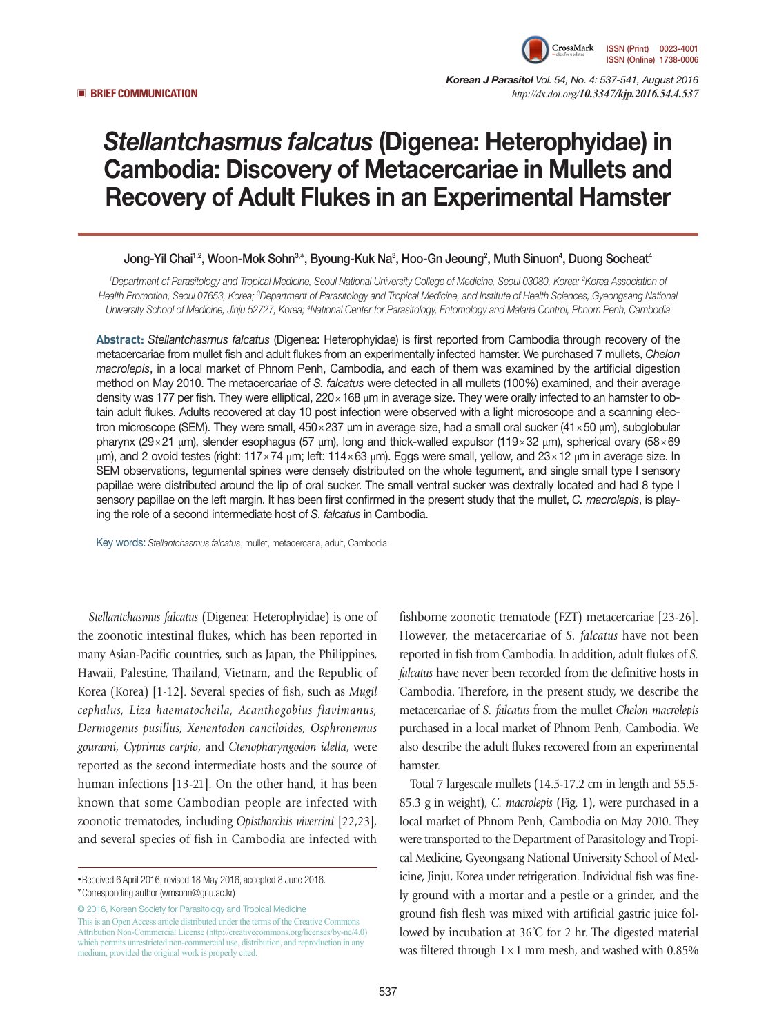■ BRIEF COMMUNICATION

# *Stellantchasmus falcatus* (Digenea: Heterophyidae) in Cambodia: Discovery of Metacercariae in Mullets and Recovery of Adult Flukes in an Experimental Hamster

**Jong-Yil Chai[1,2], Woon-Mok Sohn[3,*], Byoung-Kuk Na[3], Hoo-Gn Jeoung[2], Muth Sinuon[4], Duong Socheat[4]**

*[1]Department of Parasitology and Tropical Medicine, Seoul National University College of Medicine, Seoul 03080, Korea; [2]Korea Association of Health Promotion, Seoul 07653, Korea; [3]Department of Parasitology and Tropical Medicine, and Institute of Health Sciences, Gyeongsang National University School of Medicine, Jinju 52727, Korea; [4]National Center for Parasitology, Entomology and Malaria Control, Phnom Penh, Cambodia*

**Abstract:** *Stellantchasmus falcatus* (Digenea: Heterophyidae) is first reported from Cambodia through recovery of the metacercariae from mullet fish and adult flukes from an experimentally infected hamster. We purchased 7 mullets, *Chelon macrolepis*, in a local market of Phnom Penh, Cambodia, and each of them was examined by the artificial digestion method on May 2010. The metacercariae of *S. falcatus* were detected in all mullets (100%) examined, and their average density was 177 per fish. They were elliptical, 220×168 μm in average size. They were orally infected to an hamster to obtain adult flukes. Adults recovered at day 10 post infection were observed with a light microscope and a scanning electron microscope (SEM). They were small, 450×237 μm in average size, had a small oral sucker (41×50 μm), subglobular pharynx (29×21 μm), slender esophagus (57 μm), long and thick-walled expulsor (119×32 μm), spherical ovary (58×69 μm), and 2 ovoid testes (right: 117×74 μm; left: 114×63 μm). Eggs were small, yellow, and 23×12 μm in average size. In SEM observations, tegumental spines were densely distributed on the whole tegument, and single small type I sensory papillae were distributed around the lip of oral sucker. The small ventral sucker was dextrally located and had 8 type I sensory papillae on the left margin. It has been first confirmed in the present study that the mullet, *C. macrolepis*, is playing the role of a second intermediate host of *S. falcatus* in Cambodia.

Key words: *Stellantchasmus falcatus*, mullet, metacercaria, adult, Cambodia

*Stellantchasmus falcatus* (Digenea: Heterophyidae) is one of the zoonotic intestinal flukes, which has been reported in many Asian-Pacific countries, such as Japan, the Philippines, Hawaii, Palestine, Thailand, Vietnam, and the Republic of Korea (Korea) [1-12]. Several species of fish, such as *Mugil cephalus*, *Liza haematocheila*, *Acanthogobius flavimanus*, *Dermogenus pusillus*, *Xenentodon canciloides*, *Osphronemus gourami*, *Cyprinus carpio*, and *Ctenopharyngodon idella*, were reported as the second intermediate hosts and the source of human infections [13-21]. On the other hand, it has been known that some Cambodian people are infected with zoonotic trematodes, including *Opisthorchis viverrini* [22,23], and several species of fish in Cambodia are infected with fishborne zoonotic trematode (FZT) metacercariae [23-26]. However, the metacercariae of *S. falcatus* have not been reported in fish from Cambodia. In addition, adult flukes of *S. falcatus* have never been recorded from the definitive hosts in Cambodia. Therefore, in the present study, we describe the metacercariae of *S. falcatus* from the mullet *Chelon macrolepis* purchased in a local market of Phnom Penh, Cambodia. We also describe the adult flukes recovered from an experimental hamster.

Total 7 largescale mullets (14.5-17.2 cm in length and 55.5-85.3 g in weight), *C. macrolepis* (Fig. 1), were purchased in a local market of Phnom Penh, Cambodia on May 2010. They were transported to the Department of Parasitology and Tropical Medicine, Gyeongsang National University School of Medicine, Jinju, Korea under refrigeration. Individual fish was finely ground with a mortar and a pestle or a grinder, and the ground fish flesh was mixed with artificial gastric juice followed by incubation at 36˚C for 2 hr. The digested material was filtered through 1×1 mm mesh, and washed with 0.85%

- Received 6 April 2016, revised 18 May 2016, accepted 8 June 2016.
* Corresponding author (wmsohn@gnu.ac.kr)

© 2016, Korean Society for Parasitology and Tropical Medicine
This is an Open Access article distributed under the terms of the Creative Commons Attribution Non-Commercial License (http://creativecommons.org/licenses/by-nc/4.0) which permits unrestricted non-commercial use, distribution, and reproduction in any medium, provided the original work is properly cited.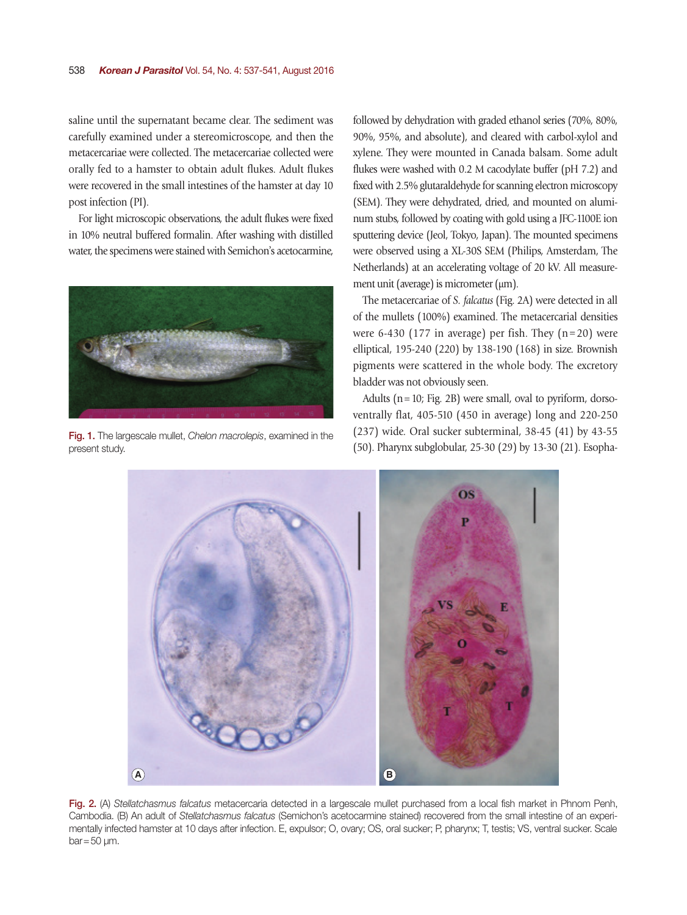saline until the supernatant became clear. The sediment was carefully examined under a stereomicroscope, and then the metacercariae were collected. The metacercariae collected were orally fed to a hamster to obtain adult flukes. Adult flukes were recovered in the small intestines of the hamster at day 10 post infection (PI).

For light microscopic observations, the adult flukes were fixed in 10% neutral buffered formalin. After washing with distilled water, the specimens were stained with Semichon's acetocarmine, followed by dehydration with graded ethanol series (70%, 80%, 90%, 95%, and absolute), and cleared with carbol-xylol and xylene. They were mounted in Canada balsam. Some adult flukes were washed with 0.2 M cacodylate buffer (pH 7.2) and fixed with 2.5% glutaraldehyde for scanning electron microscopy (SEM). They were dehydrated, dried, and mounted on aluminum stubs, followed by coating with gold using a JFC-1100E ion sputtering device (Jeol, Tokyo, Japan). The mounted specimens were observed using a XL-30S SEM (Philips, Amsterdam, The Netherlands) at an accelerating voltage of 20 kV. All measurement unit (average) is micrometer (μm).

Fig. 1. The largescale mullet, *Chelon macrolepis*, examined in the present study.

The metacercariae of *S. falcatus* (Fig. 2A) were detected in all of the mullets (100%) examined. The metacercarial densities were 6-430 (177 in average) per fish. They (n=20) were elliptical, 195-240 (220) by 138-190 (168) in size. Brownish pigments were scattered in the whole body. The excretory bladder was not obviously seen.

Adults (n=10; Fig. 2B) were small, oval to pyriform, dorsoventrally flat, 405-510 (450 in average) long and 220-250 (237) wide. Oral sucker subterminal, 38-45 (41) by 43-55 (50). Pharynx subglobular, 25-30 (29) by 13-30 (21). Esopha-

Fig. 2. (A) *Stellatchasmus falcatus* metacercaria detected in a largescale mullet purchased from a local fish market in Phnom Penh, Cambodia. (B) An adult of *Stellatchasmus falcatus* (Semichon's acetocarmine stained) recovered from the small intestine of an experimentally infected hamster at 10 days after infection. E, expulsor; O, ovary; OS, oral sucker; P, pharynx; T, testis; VS, ventral sucker. Scale bar=50 μm.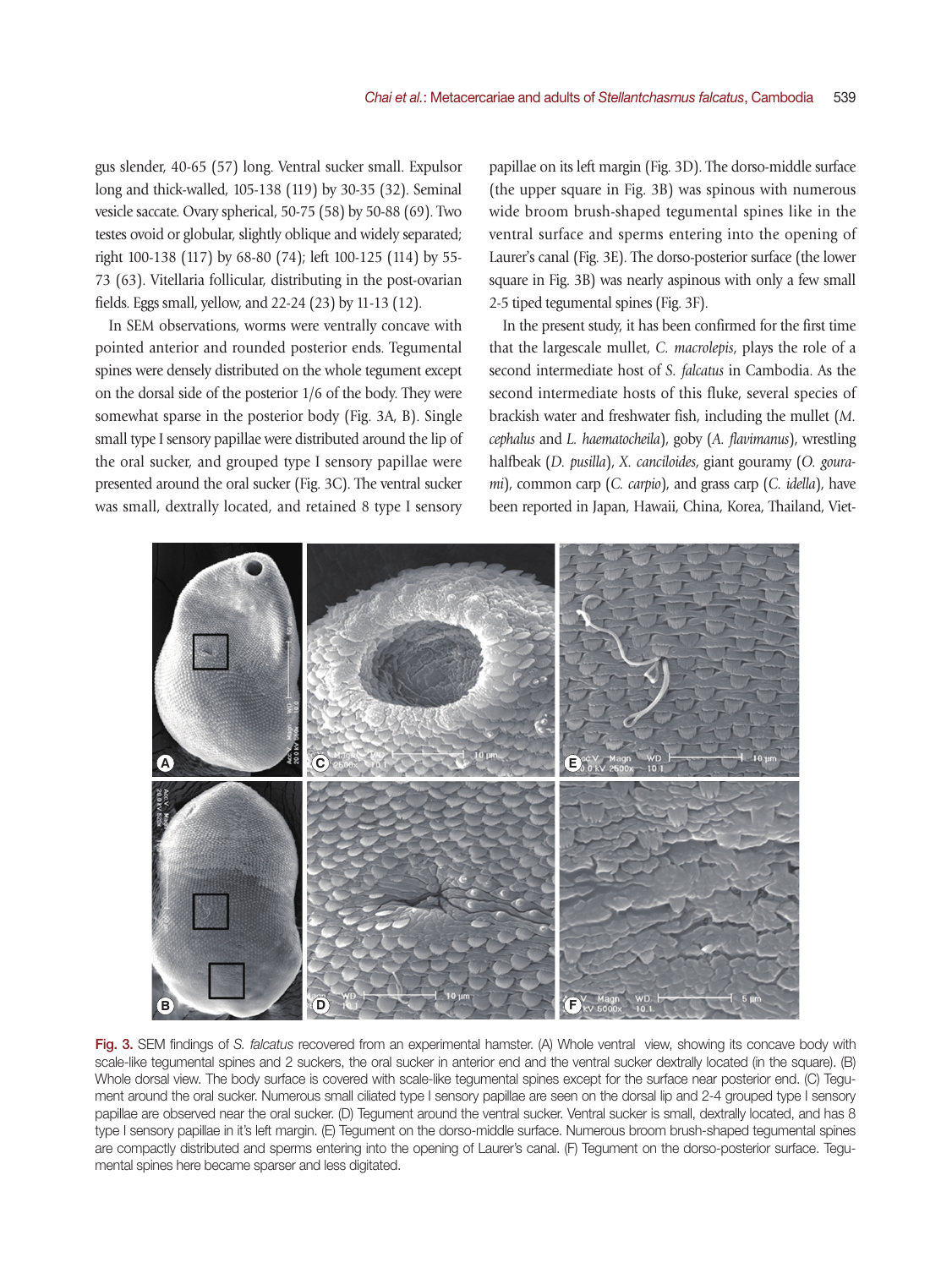gus slender, 40-65 (57) long. Ventral sucker small. Expulsor long and thick-walled, 105-138 (119) by 30-35 (32). Seminal vesicle saccate. Ovary spherical, 50-75 (58) by 50-88 (69). Two testes ovoid or globular, slightly oblique and widely separated; right 100-138 (117) by 68-80 (74); left 100-125 (114) by 55-73 (63). Vitellaria follicular, distributing in the post-ovarian fields. Eggs small, yellow, and 22-24 (23) by 11-13 (12).

In SEM observations, worms were ventrally concave with pointed anterior and rounded posterior ends. Tegumental spines were densely distributed on the whole tegument except on the dorsal side of the posterior 1/6 of the body. They were somewhat sparse in the posterior body (Fig. 3A, B). Single small type I sensory papillae were distributed around the lip of the oral sucker, and grouped type I sensory papillae were presented around the oral sucker (Fig. 3C). The ventral sucker was small, dextrally located, and retained 8 type I sensory papillae on its left margin (Fig. 3D). The dorso-middle surface (the upper square in Fig. 3B) was spinous with numerous wide broom brush-shaped tegumental spines like in the ventral surface and sperms entering into the opening of Laurer's canal (Fig. 3E). The dorso-posterior surface (the lower square in Fig. 3B) was nearly aspinous with only a few small 2-5 tiped tegumental spines (Fig. 3F).

In the present study, it has been confirmed for the first time that the largescale mullet, *C. macrolepis*, plays the role of a second intermediate host of *S. falcatus* in Cambodia. As the second intermediate hosts of this fluke, several species of brackish water and freshwater fish, including the mullet (*M. cephalus* and *L. haematocheila*), goby (*A. flavimanus*), wrestling halfbeak (*D. pusilla*), *X. canciloides*, giant gouramy (*O. gourami*), common carp (*C. carpio*), and grass carp (*C. idella*), have been reported in Japan, Hawaii, China, Korea, Thailand, Viet-

Fig. 3. SEM findings of *S. falcatus* recovered from an experimental hamster. (A) Whole ventral view, showing its concave body with scale-like tegumental spines and 2 suckers, the oral sucker in anterior end and the ventral sucker dextrally located (in the square). (B) Whole dorsal view. The body surface is covered with scale-like tegumental spines except for the surface near posterior end. (C) Tegument around the oral sucker. Numerous small ciliated type I sensory papillae are seen on the dorsal lip and 2-4 grouped type I sensory papillae are observed near the oral sucker. (D) Tegument around the ventral sucker. Ventral sucker is small, dextrally located, and has 8 type I sensory papillae in it's left margin. (E) Tegument on the dorso-middle surface. Numerous broom brush-shaped tegumental spines are compactly distributed and sperms entering into the opening of Laurer's canal. (F) Tegument on the dorso-posterior surface. Tegumental spines here became sparser and less digitated.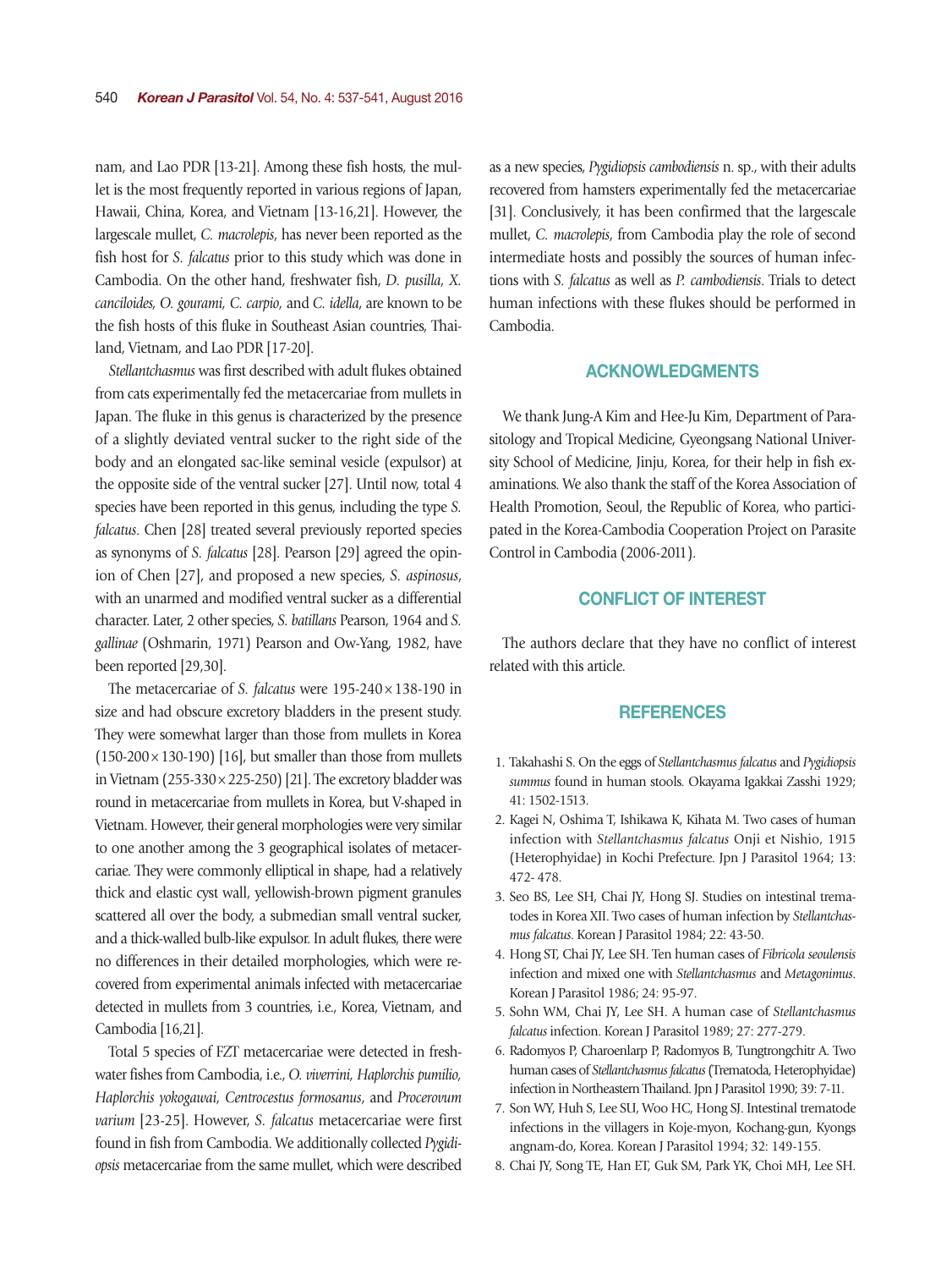nam, and Lao PDR [13-21]. Among these fish hosts, the mullet is the most frequently reported in various regions of Japan, Hawaii, China, Korea, and Vietnam [13-16,21]. However, the largescale mullet, *C. macrolepis*, has never been reported as the fish host for *S. falcatus* prior to this study which was done in Cambodia. On the other hand, freshwater fish, *D. pusilla*, *X. canciloides*, *O. gourami*, *C. carpio*, and *C. idella*, are known to be the fish hosts of this fluke in Southeast Asian countries, Thailand, Vietnam, and Lao PDR [17-20].

*Stellantchasmus* was first described with adult flukes obtained from cats experimentally fed the metacercariae from mullets in Japan. The fluke in this genus is characterized by the presence of a slightly deviated ventral sucker to the right side of the body and an elongated sac-like seminal vesicle (expulsor) at the opposite side of the ventral sucker [27]. Until now, total 4 species have been reported in this genus, including the type *S. falcatus*. Chen [28] treated several previously reported species as synonyms of *S. falcatus* [28]. Pearson [29] agreed the opinion of Chen [27], and proposed a new species, *S. aspinosus*, with an unarmed and modified ventral sucker as a differential character. Later, 2 other species, *S. batillans* Pearson, 1964 and *S. gallinae* (Oshmarin, 1971) Pearson and Ow-Yang, 1982, have been reported [29,30].

The metacercariae of *S. falcatus* were 195-240 × 138-190 in size and had obscure excretory bladders in the present study. They were somewhat larger than those from mullets in Korea (150-200 × 130-190) [16], but smaller than those from mullets in Vietnam (255-330 × 225-250) [21]. The excretory bladder was round in metacercariae from mullets in Korea, but V-shaped in Vietnam. However, their general morphologies were very similar to one another among the 3 geographical isolates of metacercariae. They were commonly elliptical in shape, had a relatively thick and elastic cyst wall, yellowish-brown pigment granules scattered all over the body, a submedian small ventral sucker, and a thick-walled bulb-like expulsor. In adult flukes, there were no differences in their detailed morphologies, which were recovered from experimental animals infected with metacercariae detected in mullets from 3 countries, i.e., Korea, Vietnam, and Cambodia [16,21].

Total 5 species of FZT metacercariae were detected in freshwater fishes from Cambodia, i.e., *O. viverrini*, *Haplorchis pumilio*, *Haplorchis yokogawai*, *Centrocestus formosanus*, and *Procerovum varium* [23-25]. However, *S. falcatus* metacercariae were first found in fish from Cambodia. We additionally collected *Pygidiopsis* metacercariae from the same mullet, which were described as a new species, *Pygidiopsis cambodiensis* n. sp., with their adults recovered from hamsters experimentally fed the metacercariae [31]. Conclusively, it has been confirmed that the largescale mullet, *C. macrolepis*, from Cambodia play the role of second intermediate hosts and possibly the sources of human infections with *S. falcatus* as well as *P. cambodiensis*. Trials to detect human infections with these flukes should be performed in Cambodia.

## ACKNOWLEDGMENTS

We thank Jung-A Kim and Hee-Ju Kim, Department of Parasitology and Tropical Medicine, Gyeongsang National University School of Medicine, Jinju, Korea, for their help in fish examinations. We also thank the staff of the Korea Association of Health Promotion, Seoul, the Republic of Korea, who participated in the Korea-Cambodia Cooperation Project on Parasite Control in Cambodia (2006-2011).

## CONFLICT OF INTEREST

The authors declare that they have no conflict of interest related with this article.

## REFERENCES

1. Takahashi S. On the eggs of *Stellantchasmus falcatus* and *Pygidiopsis summus* found in human stools. Okayama Igakkai Zasshi 1929; 41: 1502-1513.
2. Kagei N, Oshima T, Ishikawa K, Kihata M. Two cases of human infection with *Stellantchasmus falcatus* Onji et Nishio, 1915 (Heterophyidae) in Kochi Prefecture. Jpn J Parasitol 1964; 13: 472- 478.
3. Seo BS, Lee SH, Chai JY, Hong SJ. Studies on intestinal trematodes in Korea XII. Two cases of human infection by *Stellantchasmus falcatus*. Korean J Parasitol 1984; 22: 43-50.
4. Hong ST, Chai JY, Lee SH. Ten human cases of *Fibricola seoulensis* infection and mixed one with *Stellantchasmus* and *Metagonimus*. Korean J Parasitol 1986; 24: 95-97.
5. Sohn WM, Chai JY, Lee SH. A human case of *Stellantchasmus falcatus* infection. Korean J Parasitol 1989; 27: 277-279.
6. Radomyos P, Charoenlarp P, Radomyos B, Tungtrongchitr A. Two human cases of *Stellantchasmus falcatus* (Trematoda, Heterophyidae) infection in Northeastern Thailand. Jpn J Parasitol 1990; 39: 7-11.
7. Son WY, Huh S, Lee SU, Woo HC, Hong SJ. Intestinal trematode infections in the villagers in Koje-myon, Kochang-gun, Kyongsangnam-do, Korea. Korean J Parasitol 1994; 32: 149-155.
8. Chai JY, Song TE, Han ET, Guk SM, Park YK, Choi MH, Lee SH.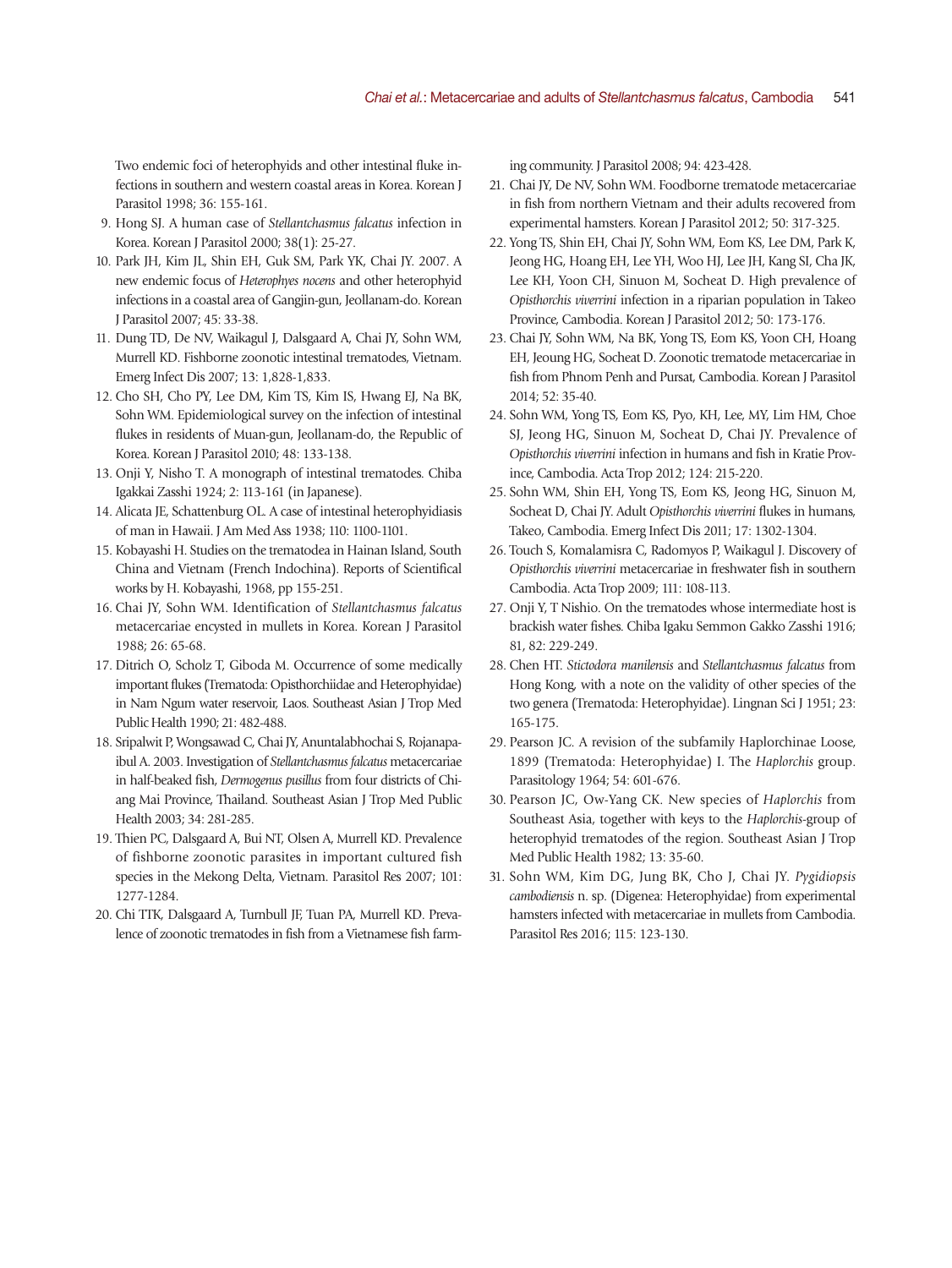Two endemic foci of heterophyids and other intestinal fluke infections in southern and western coastal areas in Korea. Korean J Parasitol 1998; 36: 155-161.

9. Hong SJ. A human case of *Stellantchasmus falcatus* infection in Korea. Korean J Parasitol 2000; 38(1): 25-27.
10. Park JH, Kim JL, Shin EH, Guk SM, Park YK, Chai JY. 2007. A new endemic focus of *Heterophyes nocens* and other heterophyid infections in a coastal area of Gangjin-gun, Jeollanam-do. Korean J Parasitol 2007; 45: 33-38.
11. Dung TD, De NV, Waikagul J, Dalsgaard A, Chai JY, Sohn WM, Murrell KD. Fishborne zoonotic intestinal trematodes, Vietnam. Emerg Infect Dis 2007; 13: 1,828-1,833.
12. Cho SH, Cho PY, Lee DM, Kim TS, Kim IS, Hwang EJ, Na BK, Sohn WM. Epidemiological survey on the infection of intestinal flukes in residents of Muan-gun, Jeollanam-do, the Republic of Korea. Korean J Parasitol 2010; 48: 133-138.
13. Onji Y, Nisho T. A monograph of intestinal trematodes. Chiba Igakkai Zasshi 1924; 2: 113-161 (in Japanese).
14. Alicata JE, Schattenburg OL. A case of intestinal heterophyidiasis of man in Hawaii. J Am Med Ass 1938; 110: 1100-1101.
15. Kobayashi H. Studies on the trematodea in Hainan Island, South China and Vietnam (French Indochina). Reports of Scientifical works by H. Kobayashi, 1968, pp 155-251.
16. Chai JY, Sohn WM. Identification of *Stellantchasmus falcatus* metacercariae encysted in mullets in Korea. Korean J Parasitol 1988; 26: 65-68.
17. Ditrich O, Scholz T, Giboda M. Occurrence of some medically important flukes (Trematoda: Opisthorchiidae and Heterophyidae) in Nam Ngum water reservoir, Laos. Southeast Asian J Trop Med Public Health 1990; 21: 482-488.
18. Sripalwit P, Wongsawad C, Chai JY, Anuntalabhochai S, Rojanapaibul A. 2003. Investigation of *Stellantchasmus falcatus* metacercariae in half-beaked fish, *Dermogenus pusillus* from four districts of Chiang Mai Province, Thailand. Southeast Asian J Trop Med Public Health 2003; 34: 281-285.
19. Thien PC, Dalsgaard A, Bui NT, Olsen A, Murrell KD. Prevalence of fishborne zoonotic parasites in important cultured fish species in the Mekong Delta, Vietnam. Parasitol Res 2007; 101: 1277-1284.
20. Chi TTK, Dalsgaard A, Turnbull JF, Tuan PA, Murrell KD. Prevalence of zoonotic trematodes in fish from a Vietnamese fish farming community. J Parasitol 2008; 94: 423-428.
21. Chai JY, De NV, Sohn WM. Foodborne trematode metacercariae in fish from northern Vietnam and their adults recovered from experimental hamsters. Korean J Parasitol 2012; 50: 317-325.
22. Yong TS, Shin EH, Chai JY, Sohn WM, Eom KS, Lee DM, Park K, Jeong HG, Hoang EH, Lee YH, Woo HJ, Lee JH, Kang SI, Cha JK, Lee KH, Yoon CH, Sinuon M, Socheat D. High prevalence of *Opisthorchis viverrini* infection in a riparian population in Takeo Province, Cambodia. Korean J Parasitol 2012; 50: 173-176.
23. Chai JY, Sohn WM, Na BK, Yong TS, Eom KS, Yoon CH, Hoang EH, Jeoung HG, Socheat D. Zoonotic trematode metacercariae in fish from Phnom Penh and Pursat, Cambodia. Korean J Parasitol 2014; 52: 35-40.
24. Sohn WM, Yong TS, Eom KS, Pyo, KH, Lee, MY, Lim HM, Choe SJ, Jeong HG, Sinuon M, Socheat D, Chai JY. Prevalence of *Opisthorchis viverrini* infection in humans and fish in Kratie Province, Cambodia. Acta Trop 2012; 124: 215-220.
25. Sohn WM, Shin EH, Yong TS, Eom KS, Jeong HG, Sinuon M, Socheat D, Chai JY. Adult *Opisthorchis viverrini* flukes in humans, Takeo, Cambodia. Emerg Infect Dis 2011; 17: 1302-1304.
26. Touch S, Komalamisra C, Radomyos P, Waikagul J. Discovery of *Opisthorchis viverrini* metacercariae in freshwater fish in southern Cambodia. Acta Trop 2009; 111: 108-113.
27. Onji Y, T Nishio. On the trematodes whose intermediate host is brackish water fishes. Chiba Igaku Semmon Gakko Zasshi 1916; 81, 82: 229-249.
28. Chen HT. *Stictodora manilensis* and *Stellantchasmus falcatus* from Hong Kong, with a note on the validity of other species of the two genera (Trematoda: Heterophyidae). Lingnan Sci J 1951; 23: 165-175.
29. Pearson JC. A revision of the subfamily Haplorchinae Loose, 1899 (Trematoda: Heterophyidae) I. The *Haplorchis* group. Parasitology 1964; 54: 601-676.
30. Pearson JC, Ow-Yang CK. New species of *Haplorchis* from Southeast Asia, together with keys to the *Haplorchis*-group of heterophyid trematodes of the region. Southeast Asian J Trop Med Public Health 1982; 13: 35-60.
31. Sohn WM, Kim DG, Jung BK, Cho J, Chai JY. *Pygidiopsis cambodiensis* n. sp. (Digenea: Heterophyidae) from experimental hamsters infected with metacercariae in mullets from Cambodia. Parasitol Res 2016; 115: 123-130.